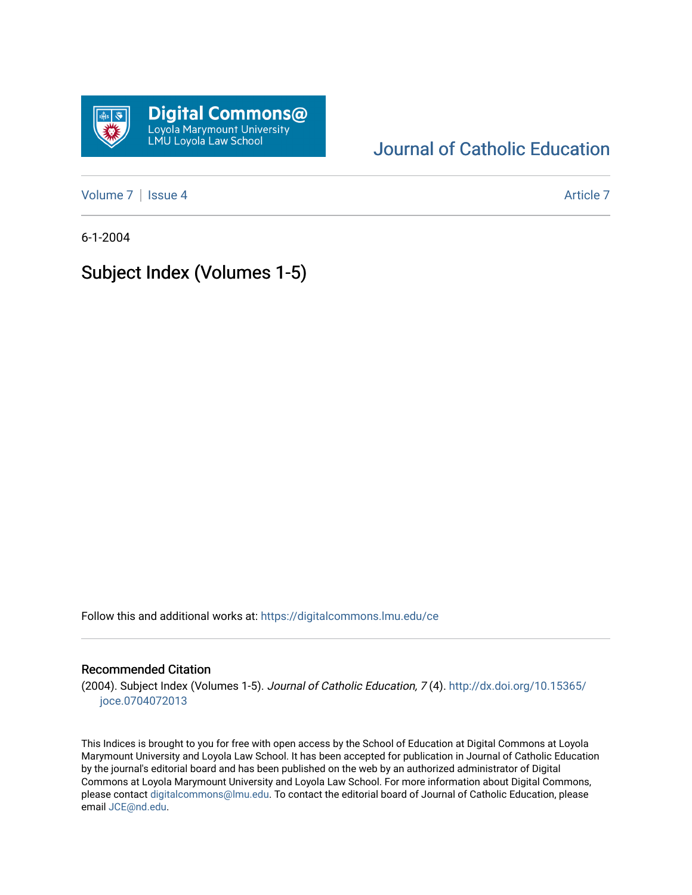Digital Commons@
Loyola Marymount University
LMU Loyola Law School

Journal of Catholic Education

Volume 7 | Issue 4 Article 7

6-1-2004

# Subject Index (Volumes 1-5)

Follow this and additional works at: https://digitalcommons.lmu.edu/ce

## Recommended Citation

(2004). Subject Index (Volumes 1-5). *Journal of Catholic Education, 7* (4). http://dx.doi.org/10.15365/joce.0704072013

This Indices is brought to you for free with open access by the School of Education at Digital Commons at Loyola Marymount University and Loyola Law School. It has been accepted for publication in Journal of Catholic Education by the journal's editorial board and has been published on the web by an authorized administrator of Digital Commons at Loyola Marymount University and Loyola Law School. For more information about Digital Commons, please contact digitalcommons@lmu.edu. To contact the editorial board of Journal of Catholic Education, please email JCE@nd.edu.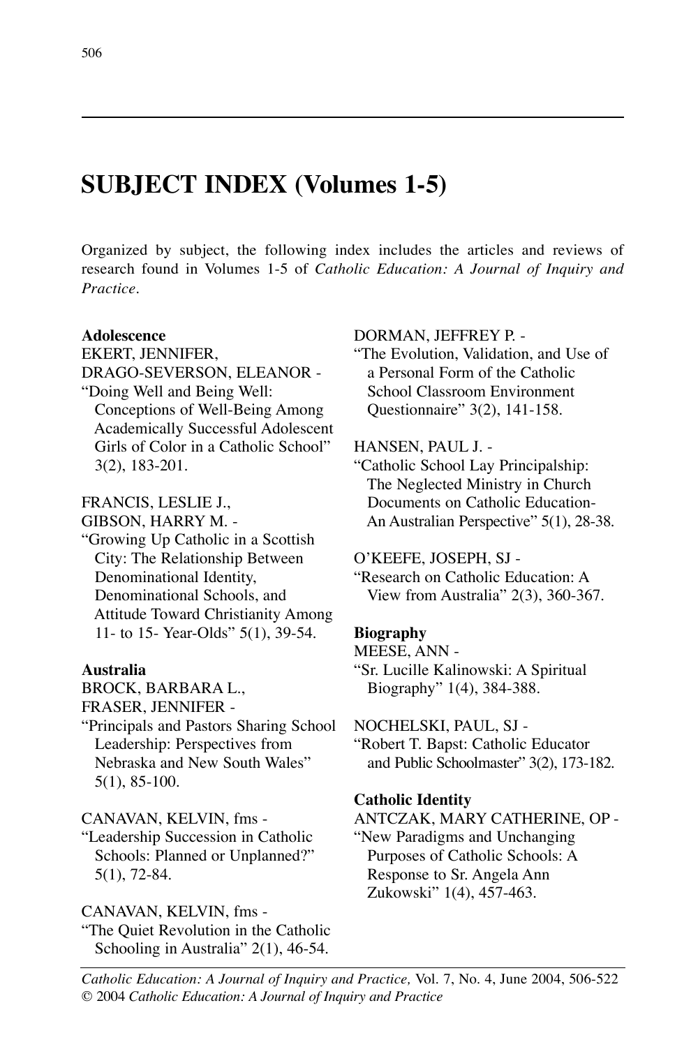# SUBJECT INDEX (Volumes 1-5)

Organized by subject, the following index includes the articles and reviews of research found in Volumes 1-5 of *Catholic Education: A Journal of Inquiry and Practice*.

**Adolescence**

EKERT, JENNIFER,
DRAGO-SEVERSON, ELEANOR -
"Doing Well and Being Well: Conceptions of Well-Being Among Academically Successful Adolescent Girls of Color in a Catholic School" 3(2), 183-201.

FRANCIS, LESLIE J.,
GIBSON, HARRY M. -
"Growing Up Catholic in a Scottish City: The Relationship Between Denominational Identity, Denominational Schools, and Attitude Toward Christianity Among 11- to 15- Year-Olds" 5(1), 39-54.

**Australia**

BROCK, BARBARA L.,
FRASER, JENNIFER -
"Principals and Pastors Sharing School Leadership: Perspectives from Nebraska and New South Wales" 5(1), 85-100.

CANAVAN, KELVIN, fms -
"Leadership Succession in Catholic Schools: Planned or Unplanned?" 5(1), 72-84.

CANAVAN, KELVIN, fms -
"The Quiet Revolution in the Catholic Schooling in Australia" 2(1), 46-54.

DORMAN, JEFFREY P. -
"The Evolution, Validation, and Use of a Personal Form of the Catholic School Classroom Environment Questionnaire" 3(2), 141-158.

HANSEN, PAUL J. -
"Catholic School Lay Principalship: The Neglected Ministry in Church Documents on Catholic Education- An Australian Perspective" 5(1), 28-38.

O'KEEFE, JOSEPH, SJ -
"Research on Catholic Education: A View from Australia" 2(3), 360-367.

**Biography**

MEESE, ANN -
"Sr. Lucille Kalinowski: A Spiritual Biography" 1(4), 384-388.

NOCHELSKI, PAUL, SJ -
"Robert T. Bapst: Catholic Educator and Public Schoolmaster" 3(2), 173-182.

**Catholic Identity**

ANTCZAK, MARY CATHERINE, OP -
"New Paradigms and Unchanging Purposes of Catholic Schools: A Response to Sr. Angela Ann Zukowski" 1(4), 457-463.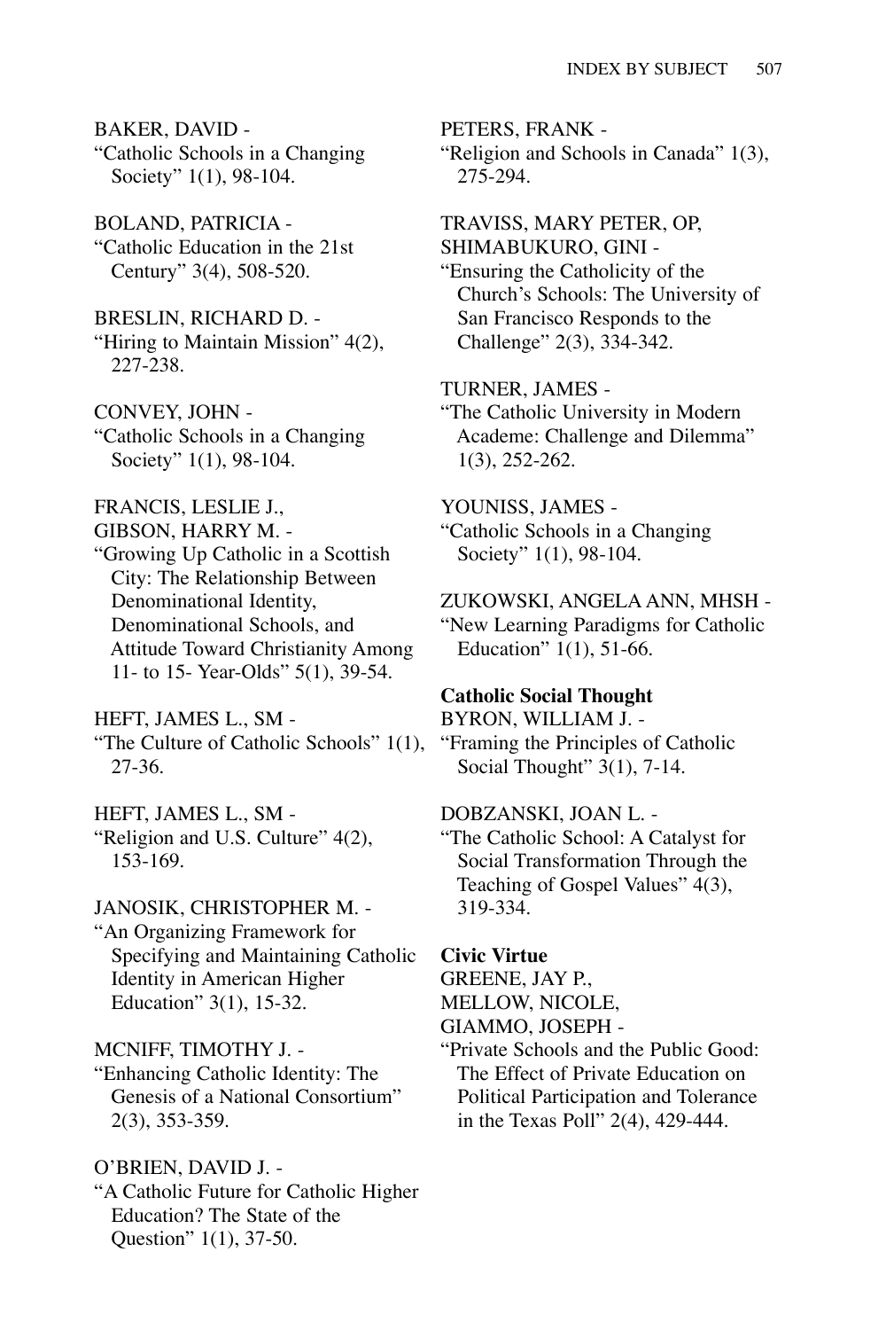BAKER, DAVID -
"Catholic Schools in a Changing Society" 1(1), 98-104.

BOLAND, PATRICIA -
"Catholic Education in the 21st Century" 3(4), 508-520.

BRESLIN, RICHARD D. -
"Hiring to Maintain Mission" 4(2), 227-238.

CONVEY, JOHN -
"Catholic Schools in a Changing Society" 1(1), 98-104.

FRANCIS, LESLIE J.,
GIBSON, HARRY M. -
"Growing Up Catholic in a Scottish City: The Relationship Between Denominational Identity, Denominational Schools, and Attitude Toward Christianity Among 11- to 15- Year-Olds" 5(1), 39-54.

HEFT, JAMES L., SM -
"The Culture of Catholic Schools" 1(1), 27-36.

HEFT, JAMES L., SM -
"Religion and U.S. Culture" 4(2), 153-169.

JANOSIK, CHRISTOPHER M. -
"An Organizing Framework for Specifying and Maintaining Catholic Identity in American Higher Education" 3(1), 15-32.

MCNIFF, TIMOTHY J. -
"Enhancing Catholic Identity: The Genesis of a National Consortium" 2(3), 353-359.

O'BRIEN, DAVID J. -
"A Catholic Future for Catholic Higher Education? The State of the Question" 1(1), 37-50.

PETERS, FRANK -
"Religion and Schools in Canada" 1(3), 275-294.

TRAVISS, MARY PETER, OP,
SHIMABUKURO, GINI -
"Ensuring the Catholicity of the Church's Schools: The University of San Francisco Responds to the Challenge" 2(3), 334-342.

TURNER, JAMES -
"The Catholic University in Modern Academe: Challenge and Dilemma" 1(3), 252-262.

YOUNISS, JAMES -
"Catholic Schools in a Changing Society" 1(1), 98-104.

ZUKOWSKI, ANGELA ANN, MHSH -
"New Learning Paradigms for Catholic Education" 1(1), 51-66.

**Catholic Social Thought**

BYRON, WILLIAM J. -
"Framing the Principles of Catholic Social Thought" 3(1), 7-14.

DOBZANSKI, JOAN L. -
"The Catholic School: A Catalyst for Social Transformation Through the Teaching of Gospel Values" 4(3), 319-334.

**Civic Virtue**

GREENE, JAY P.,
MELLOW, NICOLE,
GIAMMO, JOSEPH -
"Private Schools and the Public Good: The Effect of Private Education on Political Participation and Tolerance in the Texas Poll" 2(4), 429-444.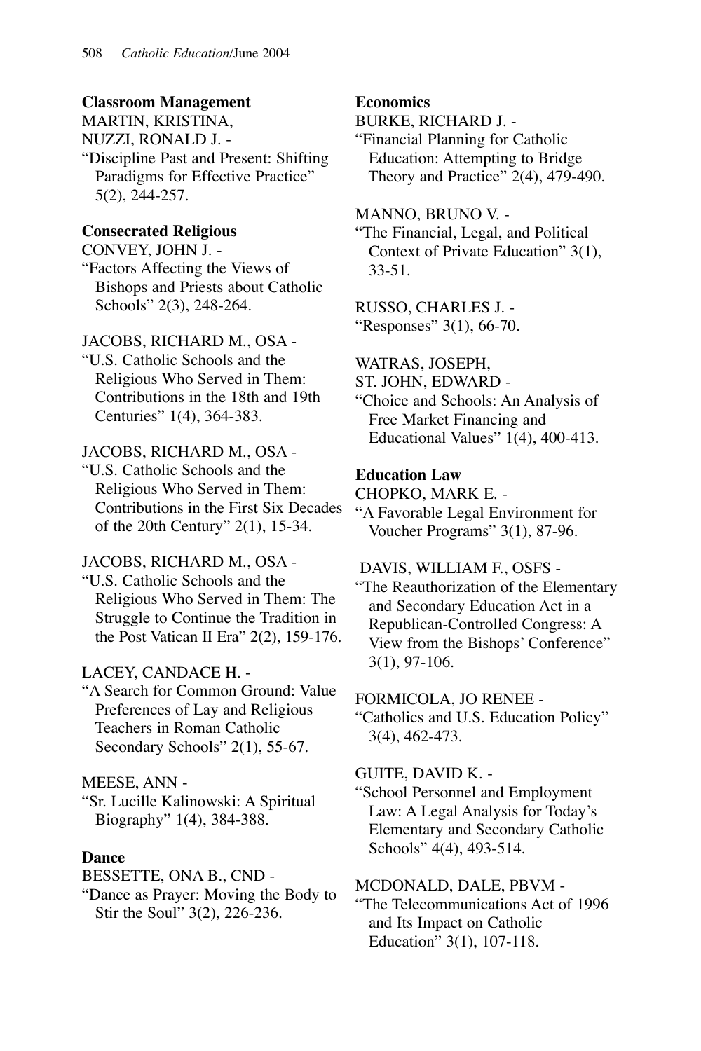**Classroom Management**

MARTIN, KRISTINA,
NUZZI, RONALD J. -
"Discipline Past and Present: Shifting Paradigms for Effective Practice" 5(2), 244-257.

**Consecrated Religious**

CONVEY, JOHN J. -
"Factors Affecting the Views of Bishops and Priests about Catholic Schools" 2(3), 248-264.

JACOBS, RICHARD M., OSA -
"U.S. Catholic Schools and the Religious Who Served in Them: Contributions in the 18th and 19th Centuries" 1(4), 364-383.

JACOBS, RICHARD M., OSA -
"U.S. Catholic Schools and the Religious Who Served in Them: Contributions in the First Six Decades of the 20th Century" 2(1), 15-34.

JACOBS, RICHARD M., OSA -
"U.S. Catholic Schools and the Religious Who Served in Them: The Struggle to Continue the Tradition in the Post Vatican II Era" 2(2), 159-176.

LACEY, CANDACE H. -
"A Search for Common Ground: Value Preferences of Lay and Religious Teachers in Roman Catholic Secondary Schools" 2(1), 55-67.

MEESE, ANN -
"Sr. Lucille Kalinowski: A Spiritual Biography" 1(4), 384-388.

**Dance**

BESSETTE, ONA B., CND -
"Dance as Prayer: Moving the Body to Stir the Soul" 3(2), 226-236.

**Economics**

BURKE, RICHARD J. -
"Financial Planning for Catholic Education: Attempting to Bridge Theory and Practice" 2(4), 479-490.

MANNO, BRUNO V. -
"The Financial, Legal, and Political Context of Private Education" 3(1), 33-51.

RUSSO, CHARLES J. -
"Responses" 3(1), 66-70.

WATRAS, JOSEPH,
ST. JOHN, EDWARD -
"Choice and Schools: An Analysis of Free Market Financing and Educational Values" 1(4), 400-413.

**Education Law**

CHOPKO, MARK E. -
"A Favorable Legal Environment for Voucher Programs" 3(1), 87-96.

DAVIS, WILLIAM F., OSFS -
"The Reauthorization of the Elementary and Secondary Education Act in a Republican-Controlled Congress: A View from the Bishops' Conference" 3(1), 97-106.

FORMICOLA, JO RENEE -
"Catholics and U.S. Education Policy" 3(4), 462-473.

GUITE, DAVID K. -
"School Personnel and Employment Law: A Legal Analysis for Today's Elementary and Secondary Catholic Schools" 4(4), 493-514.

MCDONALD, DALE, PBVM -
"The Telecommunications Act of 1996 and Its Impact on Catholic Education" 3(1), 107-118.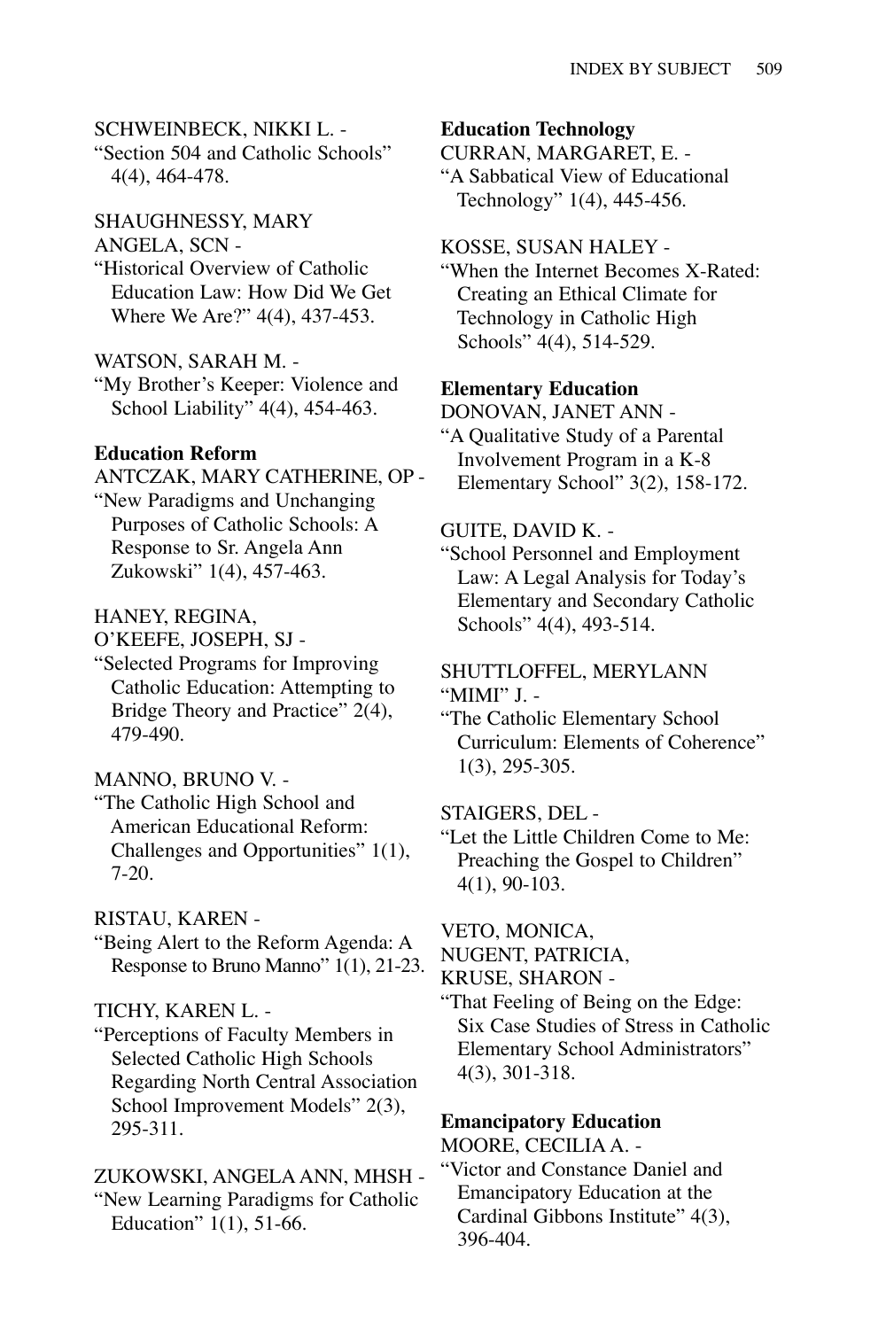SCHWEINBECK, NIKKI L. -
"Section 504 and Catholic Schools" 4(4), 464-478.

SHAUGHNESSY, MARY ANGELA, SCN -
"Historical Overview of Catholic Education Law: How Did We Get Where We Are?" 4(4), 437-453.

WATSON, SARAH M. -
"My Brother's Keeper: Violence and School Liability" 4(4), 454-463.

**Education Reform**

ANTCZAK, MARY CATHERINE, OP -
"New Paradigms and Unchanging Purposes of Catholic Schools: A Response to Sr. Angela Ann Zukowski" 1(4), 457-463.

HANEY, REGINA,
O'KEEFE, JOSEPH, SJ -
"Selected Programs for Improving Catholic Education: Attempting to Bridge Theory and Practice" 2(4), 479-490.

MANNO, BRUNO V. -
"The Catholic High School and American Educational Reform: Challenges and Opportunities" 1(1), 7-20.

RISTAU, KAREN -
"Being Alert to the Reform Agenda: A Response to Bruno Manno" 1(1), 21-23.

TICHY, KAREN L. -
"Perceptions of Faculty Members in Selected Catholic High Schools Regarding North Central Association School Improvement Models" 2(3), 295-311.

ZUKOWSKI, ANGELA ANN, MHSH -
"New Learning Paradigms for Catholic Education" 1(1), 51-66.

**Education Technology**

CURRAN, MARGARET, E. -
"A Sabbatical View of Educational Technology" 1(4), 445-456.

KOSSE, SUSAN HALEY -
"When the Internet Becomes X-Rated: Creating an Ethical Climate for Technology in Catholic High Schools" 4(4), 514-529.

**Elementary Education**

DONOVAN, JANET ANN -
"A Qualitative Study of a Parental Involvement Program in a K-8 Elementary School" 3(2), 158-172.

GUITE, DAVID K. -
"School Personnel and Employment Law: A Legal Analysis for Today's Elementary and Secondary Catholic Schools" 4(4), 493-514.

SHUTTLOFFEL, MERYLANN "MIMI" J. -
"The Catholic Elementary School Curriculum: Elements of Coherence" 1(3), 295-305.

STAIGERS, DEL -
"Let the Little Children Come to Me: Preaching the Gospel to Children" 4(1), 90-103.

VETO, MONICA,
NUGENT, PATRICIA,
KRUSE, SHARON -
"That Feeling of Being on the Edge: Six Case Studies of Stress in Catholic Elementary School Administrators" 4(3), 301-318.

**Emancipatory Education**

MOORE, CECILIA A. -
"Victor and Constance Daniel and Emancipatory Education at the Cardinal Gibbons Institute" 4(3), 396-404.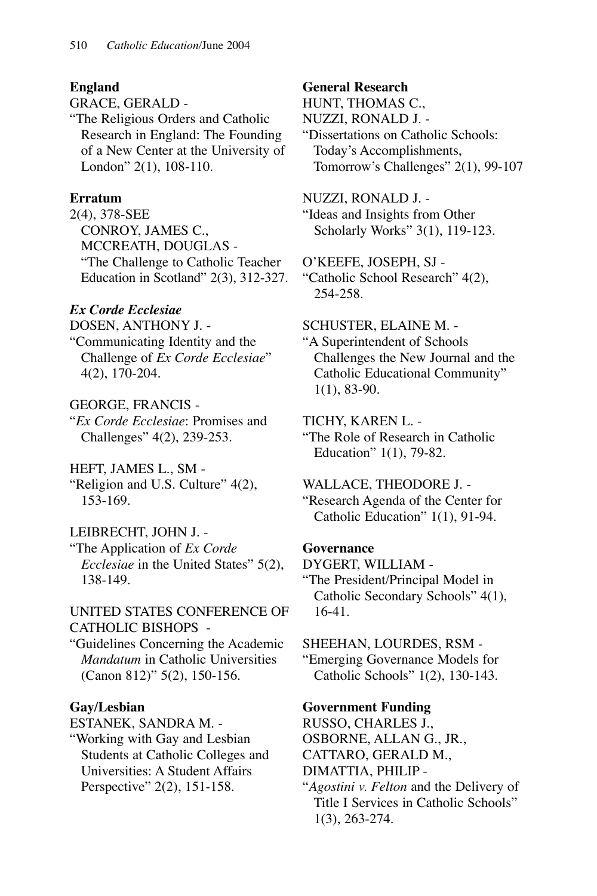**England**

GRACE, GERALD -
"The Religious Orders and Catholic Research in England: The Founding of a New Center at the University of London" 2(1), 108-110.

**Erratum**

2(4), 378-SEE
CONROY, JAMES C.,
MCCREATH, DOUGLAS -
"The Challenge to Catholic Teacher Education in Scotland" 2(3), 312-327.

***Ex Corde Ecclesiae***

DOSEN, ANTHONY J. -
"Communicating Identity and the Challenge of *Ex Corde Ecclesiae*" 4(2), 170-204.

GEORGE, FRANCIS -
"*Ex Corde Ecclesiae*: Promises and Challenges" 4(2), 239-253.

HEFT, JAMES L., SM -
"Religion and U.S. Culture" 4(2), 153-169.

LEIBRECHT, JOHN J. -
"The Application of *Ex Corde Ecclesiae* in the United States" 5(2), 138-149.

UNITED STATES CONFERENCE OF CATHOLIC BISHOPS -
"Guidelines Concerning the Academic *Mandatum* in Catholic Universities (Canon 812)" 5(2), 150-156.

**Gay/Lesbian**

ESTANEK, SANDRA M. -
"Working with Gay and Lesbian Students at Catholic Colleges and Universities: A Student Affairs Perspective" 2(2), 151-158.

**General Research**

HUNT, THOMAS C.,
NUZZI, RONALD J. -
"Dissertations on Catholic Schools: Today's Accomplishments, Tomorrow's Challenges" 2(1), 99-107

NUZZI, RONALD J. -
"Ideas and Insights from Other Scholarly Works" 3(1), 119-123.

O'KEEFE, JOSEPH, SJ -
"Catholic School Research" 4(2), 254-258.

SCHUSTER, ELAINE M. -
"A Superintendent of Schools Challenges the New Journal and the Catholic Educational Community" 1(1), 83-90.

TICHY, KAREN L. -
"The Role of Research in Catholic Education" 1(1), 79-82.

WALLACE, THEODORE J. -
"Research Agenda of the Center for Catholic Education" 1(1), 91-94.

**Governance**

DYGERT, WILLIAM -
"The President/Principal Model in Catholic Secondary Schools" 4(1), 16-41.

SHEEHAN, LOURDES, RSM -
"Emerging Governance Models for Catholic Schools" 1(2), 130-143.

**Government Funding**

RUSSO, CHARLES J.,
OSBORNE, ALLAN G., JR.,
CATTARO, GERALD M.,
DIMATTIA, PHILIP -
"*Agostini v. Felton* and the Delivery of Title I Services in Catholic Schools" 1(3), 263-274.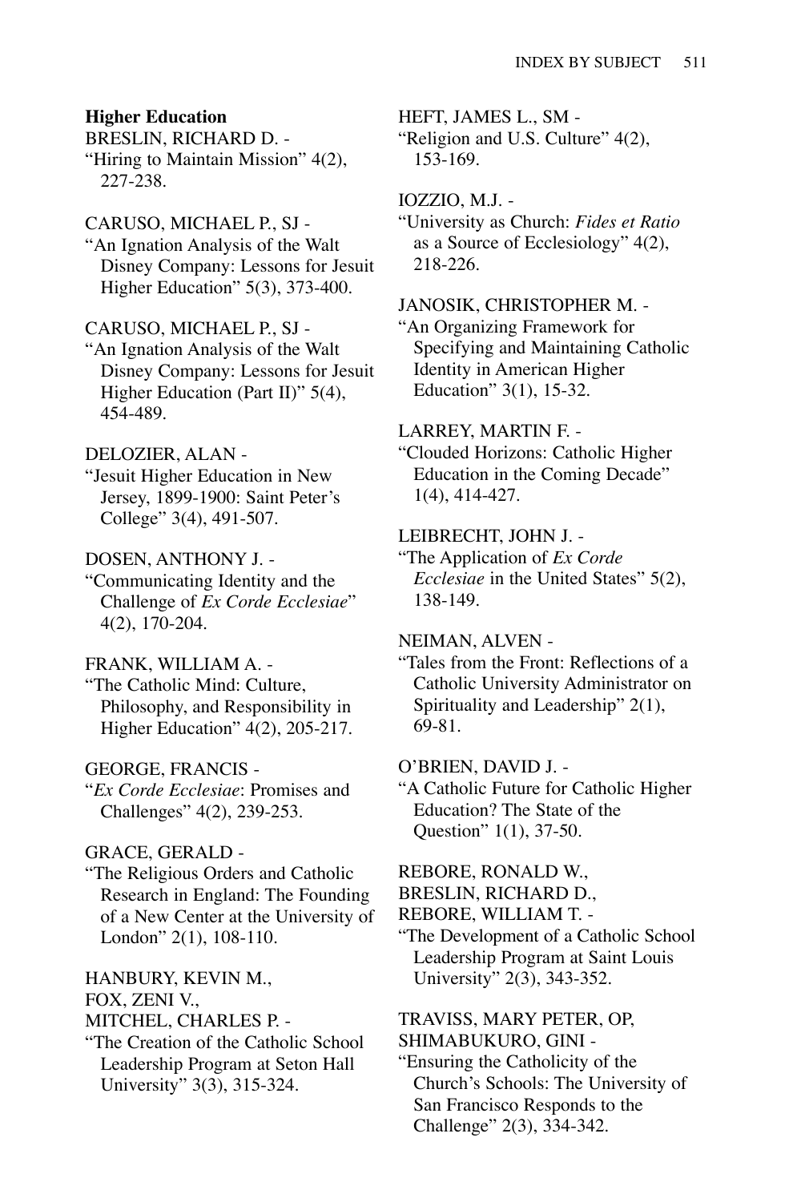**Higher Education**

BRESLIN, RICHARD D. -
"Hiring to Maintain Mission" 4(2), 227-238.

CARUSO, MICHAEL P., SJ -
"An Ignation Analysis of the Walt Disney Company: Lessons for Jesuit Higher Education" 5(3), 373-400.

CARUSO, MICHAEL P., SJ -
"An Ignation Analysis of the Walt Disney Company: Lessons for Jesuit Higher Education (Part II)" 5(4), 454-489.

DELOZIER, ALAN -
"Jesuit Higher Education in New Jersey, 1899-1900: Saint Peter's College" 3(4), 491-507.

DOSEN, ANTHONY J. -
"Communicating Identity and the Challenge of *Ex Corde Ecclesiae*" 4(2), 170-204.

FRANK, WILLIAM A. -
"The Catholic Mind: Culture, Philosophy, and Responsibility in Higher Education" 4(2), 205-217.

GEORGE, FRANCIS -
"*Ex Corde Ecclesiae*: Promises and Challenges" 4(2), 239-253.

GRACE, GERALD -
"The Religious Orders and Catholic Research in England: The Founding of a New Center at the University of London" 2(1), 108-110.

HANBURY, KEVIN M.,
FOX, ZENI V.,
MITCHEL, CHARLES P. -
"The Creation of the Catholic School Leadership Program at Seton Hall University" 3(3), 315-324.

HEFT, JAMES L., SM -
"Religion and U.S. Culture" 4(2), 153-169.

IOZZIO, M.J. -
"University as Church: *Fides et Ratio* as a Source of Ecclesiology" 4(2), 218-226.

JANOSIK, CHRISTOPHER M. -
"An Organizing Framework for Specifying and Maintaining Catholic Identity in American Higher Education" 3(1), 15-32.

LARREY, MARTIN F. -
"Clouded Horizons: Catholic Higher Education in the Coming Decade" 1(4), 414-427.

LEIBRECHT, JOHN J. -
"The Application of *Ex Corde Ecclesiae* in the United States" 5(2), 138-149.

NEIMAN, ALVEN -
"Tales from the Front: Reflections of a Catholic University Administrator on Spirituality and Leadership" 2(1), 69-81.

O'BRIEN, DAVID J. -
"A Catholic Future for Catholic Higher Education? The State of the Question" 1(1), 37-50.

REBORE, RONALD W.,
BRESLIN, RICHARD D.,
REBORE, WILLIAM T. -
"The Development of a Catholic School Leadership Program at Saint Louis University" 2(3), 343-352.

TRAVISS, MARY PETER, OP,
SHIMABUKURO, GINI -
"Ensuring the Catholicity of the Church's Schools: The University of San Francisco Responds to the Challenge" 2(3), 334-342.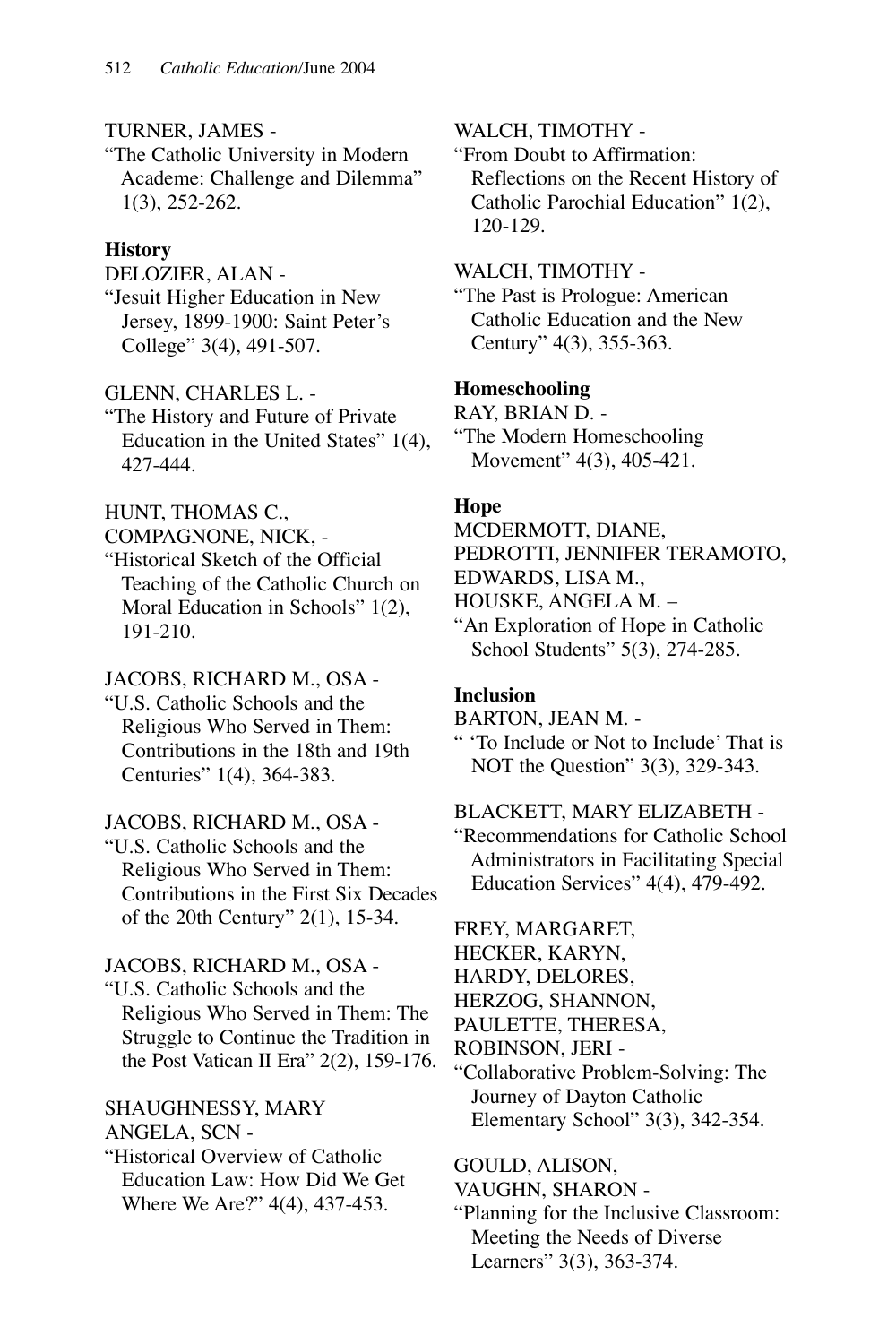TURNER, JAMES -
"The Catholic University in Modern Academe: Challenge and Dilemma" 1(3), 252-262.

**History**

DELOZIER, ALAN -
"Jesuit Higher Education in New Jersey, 1899-1900: Saint Peter's College" 3(4), 491-507.

GLENN, CHARLES L. -
"The History and Future of Private Education in the United States" 1(4), 427-444.

HUNT, THOMAS C.,
COMPAGNONE, NICK, -
"Historical Sketch of the Official Teaching of the Catholic Church on Moral Education in Schools" 1(2), 191-210.

JACOBS, RICHARD M., OSA -
"U.S. Catholic Schools and the Religious Who Served in Them: Contributions in the 18th and 19th Centuries" 1(4), 364-383.

JACOBS, RICHARD M., OSA -
"U.S. Catholic Schools and the Religious Who Served in Them: Contributions in the First Six Decades of the 20th Century" 2(1), 15-34.

JACOBS, RICHARD M., OSA -
"U.S. Catholic Schools and the Religious Who Served in Them: The Struggle to Continue the Tradition in the Post Vatican II Era" 2(2), 159-176.

SHAUGHNESSY, MARY ANGELA, SCN -
"Historical Overview of Catholic Education Law: How Did We Get Where We Are?" 4(4), 437-453.

WALCH, TIMOTHY -
"From Doubt to Affirmation: Reflections on the Recent History of Catholic Parochial Education" 1(2), 120-129.

WALCH, TIMOTHY -
"The Past is Prologue: American Catholic Education and the New Century" 4(3), 355-363.

**Homeschooling**

RAY, BRIAN D. -
"The Modern Homeschooling Movement" 4(3), 405-421.

**Hope**

MCDERMOTT, DIANE,
PEDROTTI, JENNIFER TERAMOTO,
EDWARDS, LISA M.,
HOUSKE, ANGELA M. –
"An Exploration of Hope in Catholic School Students" 5(3), 274-285.

**Inclusion**

BARTON, JEAN M. -
" 'To Include or Not to Include' That is NOT the Question" 3(3), 329-343.

BLACKETT, MARY ELIZABETH -
"Recommendations for Catholic School Administrators in Facilitating Special Education Services" 4(4), 479-492.

FREY, MARGARET,
HECKER, KARYN,
HARDY, DELORES,
HERZOG, SHANNON,
PAULETTE, THERESA,
ROBINSON, JERI -
"Collaborative Problem-Solving: The Journey of Dayton Catholic Elementary School" 3(3), 342-354.

GOULD, ALISON,
VAUGHN, SHARON -
"Planning for the Inclusive Classroom: Meeting the Needs of Diverse Learners" 3(3), 363-374.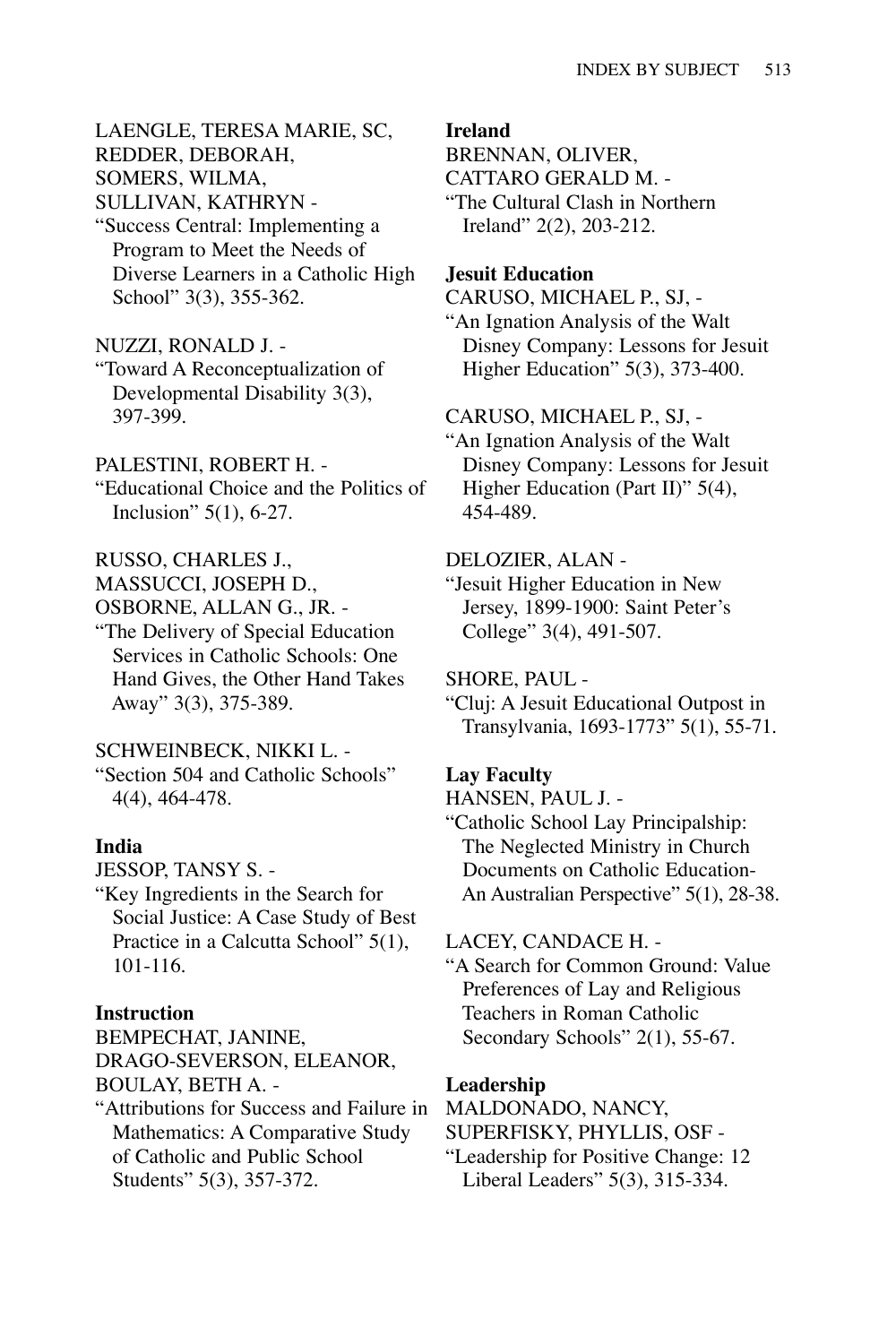LAENGLE, TERESA MARIE, SC,
REDDER, DEBORAH,
SOMERS, WILMA,
SULLIVAN, KATHRYN -
"Success Central: Implementing a Program to Meet the Needs of Diverse Learners in a Catholic High School" 3(3), 355-362.

NUZZI, RONALD J. -
"Toward A Reconceptualization of Developmental Disability 3(3), 397-399.

PALESTINI, ROBERT H. -
"Educational Choice and the Politics of Inclusion" 5(1), 6-27.

RUSSO, CHARLES J.,
MASSUCCI, JOSEPH D.,
OSBORNE, ALLAN G., JR. -
"The Delivery of Special Education Services in Catholic Schools: One Hand Gives, the Other Hand Takes Away" 3(3), 375-389.

SCHWEINBECK, NIKKI L. -
"Section 504 and Catholic Schools" 4(4), 464-478.

**India**

JESSOP, TANSY S. -
"Key Ingredients in the Search for Social Justice: A Case Study of Best Practice in a Calcutta School" 5(1), 101-116.

**Instruction**

BEMPECHAT, JANINE,
DRAGO-SEVERSON, ELEANOR,
BOULAY, BETH A. -
"Attributions for Success and Failure in Mathematics: A Comparative Study of Catholic and Public School Students" 5(3), 357-372.

**Ireland**

BRENNAN, OLIVER,
CATTARO GERALD M. -
"The Cultural Clash in Northern Ireland" 2(2), 203-212.

**Jesuit Education**

CARUSO, MICHAEL P., SJ, -
"An Ignation Analysis of the Walt Disney Company: Lessons for Jesuit Higher Education" 5(3), 373-400.

CARUSO, MICHAEL P., SJ, -
"An Ignation Analysis of the Walt Disney Company: Lessons for Jesuit Higher Education (Part II)" 5(4), 454-489.

DELOZIER, ALAN -
"Jesuit Higher Education in New Jersey, 1899-1900: Saint Peter's College" 3(4), 491-507.

SHORE, PAUL -
"Cluj: A Jesuit Educational Outpost in Transylvania, 1693-1773" 5(1), 55-71.

**Lay Faculty**

HANSEN, PAUL J. -
"Catholic School Lay Principalship: The Neglected Ministry in Church Documents on Catholic Education-An Australian Perspective" 5(1), 28-38.

LACEY, CANDACE H. -
"A Search for Common Ground: Value Preferences of Lay and Religious Teachers in Roman Catholic Secondary Schools" 2(1), 55-67.

**Leadership**

MALDONADO, NANCY,
SUPERFISKY, PHYLLIS, OSF -
"Leadership for Positive Change: 12 Liberal Leaders" 5(3), 315-334.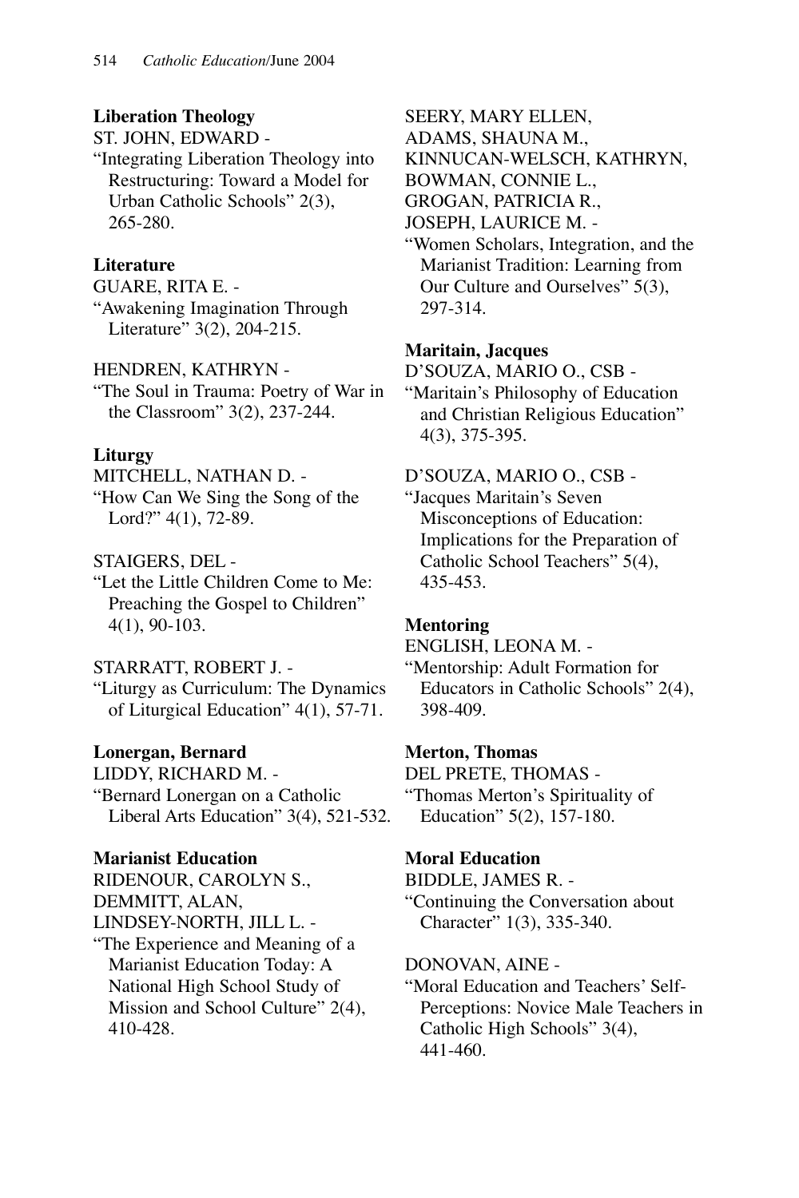**Liberation Theology**

ST. JOHN, EDWARD -
"Integrating Liberation Theology into Restructuring: Toward a Model for Urban Catholic Schools" 2(3), 265-280.

**Literature**

GUARE, RITA E. -
"Awakening Imagination Through Literature" 3(2), 204-215.

HENDREN, KATHRYN -
"The Soul in Trauma: Poetry of War in the Classroom" 3(2), 237-244.

**Liturgy**

MITCHELL, NATHAN D. -
"How Can We Sing the Song of the Lord?" 4(1), 72-89.

STAIGERS, DEL -
"Let the Little Children Come to Me: Preaching the Gospel to Children" 4(1), 90-103.

STARRATT, ROBERT J. -
"Liturgy as Curriculum: The Dynamics of Liturgical Education" 4(1), 57-71.

**Lonergan, Bernard**

LIDDY, RICHARD M. -
"Bernard Lonergan on a Catholic Liberal Arts Education" 3(4), 521-532.

**Marianist Education**

RIDENOUR, CAROLYN S.,
DEMMITT, ALAN,
LINDSEY-NORTH, JILL L. -
"The Experience and Meaning of a Marianist Education Today: A National High School Study of Mission and School Culture" 2(4), 410-428.

SEERY, MARY ELLEN,
ADAMS, SHAUNA M.,
KINNUCAN-WELSCH, KATHRYN,
BOWMAN, CONNIE L.,
GROGAN, PATRICIA R.,
JOSEPH, LAURICE M. -
"Women Scholars, Integration, and the Marianist Tradition: Learning from Our Culture and Ourselves" 5(3), 297-314.

**Maritain, Jacques**

D'SOUZA, MARIO O., CSB -
"Maritain's Philosophy of Education and Christian Religious Education" 4(3), 375-395.

D'SOUZA, MARIO O., CSB -
"Jacques Maritain's Seven Misconceptions of Education: Implications for the Preparation of Catholic School Teachers" 5(4), 435-453.

**Mentoring**

ENGLISH, LEONA M. -
"Mentorship: Adult Formation for Educators in Catholic Schools" 2(4), 398-409.

**Merton, Thomas**

DEL PRETE, THOMAS -
"Thomas Merton's Spirituality of Education" 5(2), 157-180.

**Moral Education**

BIDDLE, JAMES R. -
"Continuing the Conversation about Character" 1(3), 335-340.

DONOVAN, AINE -
"Moral Education and Teachers' Self-Perceptions: Novice Male Teachers in Catholic High Schools" 3(4), 441-460.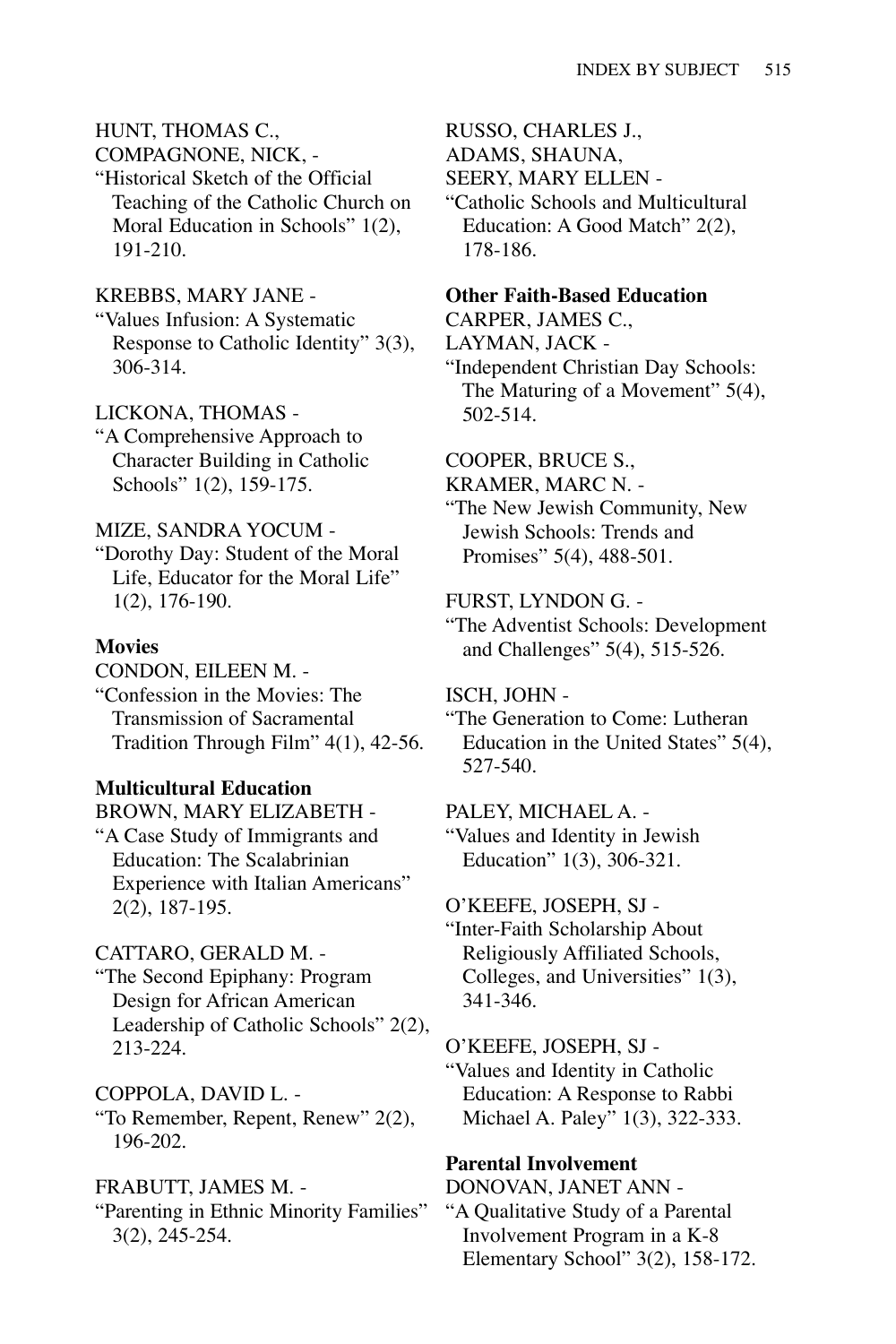HUNT, THOMAS C.,
COMPAGNONE, NICK, -
"Historical Sketch of the Official Teaching of the Catholic Church on Moral Education in Schools" 1(2), 191-210.

KREBBS, MARY JANE -
"Values Infusion: A Systematic Response to Catholic Identity" 3(3), 306-314.

LICKONA, THOMAS -
"A Comprehensive Approach to Character Building in Catholic Schools" 1(2), 159-175.

MIZE, SANDRA YOCUM -
"Dorothy Day: Student of the Moral Life, Educator for the Moral Life" 1(2), 176-190.

**Movies**

CONDON, EILEEN M. -
"Confession in the Movies: The Transmission of Sacramental Tradition Through Film" 4(1), 42-56.

**Multicultural Education**

BROWN, MARY ELIZABETH -
"A Case Study of Immigrants and Education: The Scalabrinian Experience with Italian Americans" 2(2), 187-195.

CATTARO, GERALD M. -
"The Second Epiphany: Program Design for African American Leadership of Catholic Schools" 2(2), 213-224.

COPPOLA, DAVID L. -
"To Remember, Repent, Renew" 2(2), 196-202.

FRABUTT, JAMES M. -
"Parenting in Ethnic Minority Families" 3(2), 245-254.

RUSSO, CHARLES J.,
ADAMS, SHAUNA,
SEERY, MARY ELLEN -
"Catholic Schools and Multicultural Education: A Good Match" 2(2), 178-186.

**Other Faith-Based Education**

CARPER, JAMES C.,
LAYMAN, JACK -
"Independent Christian Day Schools: The Maturing of a Movement" 5(4), 502-514.

COOPER, BRUCE S.,
KRAMER, MARC N. -
"The New Jewish Community, New Jewish Schools: Trends and Promises" 5(4), 488-501.

FURST, LYNDON G. -
"The Adventist Schools: Development and Challenges" 5(4), 515-526.

ISCH, JOHN -
"The Generation to Come: Lutheran Education in the United States" 5(4), 527-540.

PALEY, MICHAEL A. -
"Values and Identity in Jewish Education" 1(3), 306-321.

O'KEEFE, JOSEPH, SJ -
"Inter-Faith Scholarship About Religiously Affiliated Schools, Colleges, and Universities" 1(3), 341-346.

O'KEEFE, JOSEPH, SJ -
"Values and Identity in Catholic Education: A Response to Rabbi Michael A. Paley" 1(3), 322-333.

**Parental Involvement**

DONOVAN, JANET ANN -
"A Qualitative Study of a Parental Involvement Program in a K-8 Elementary School" 3(2), 158-172.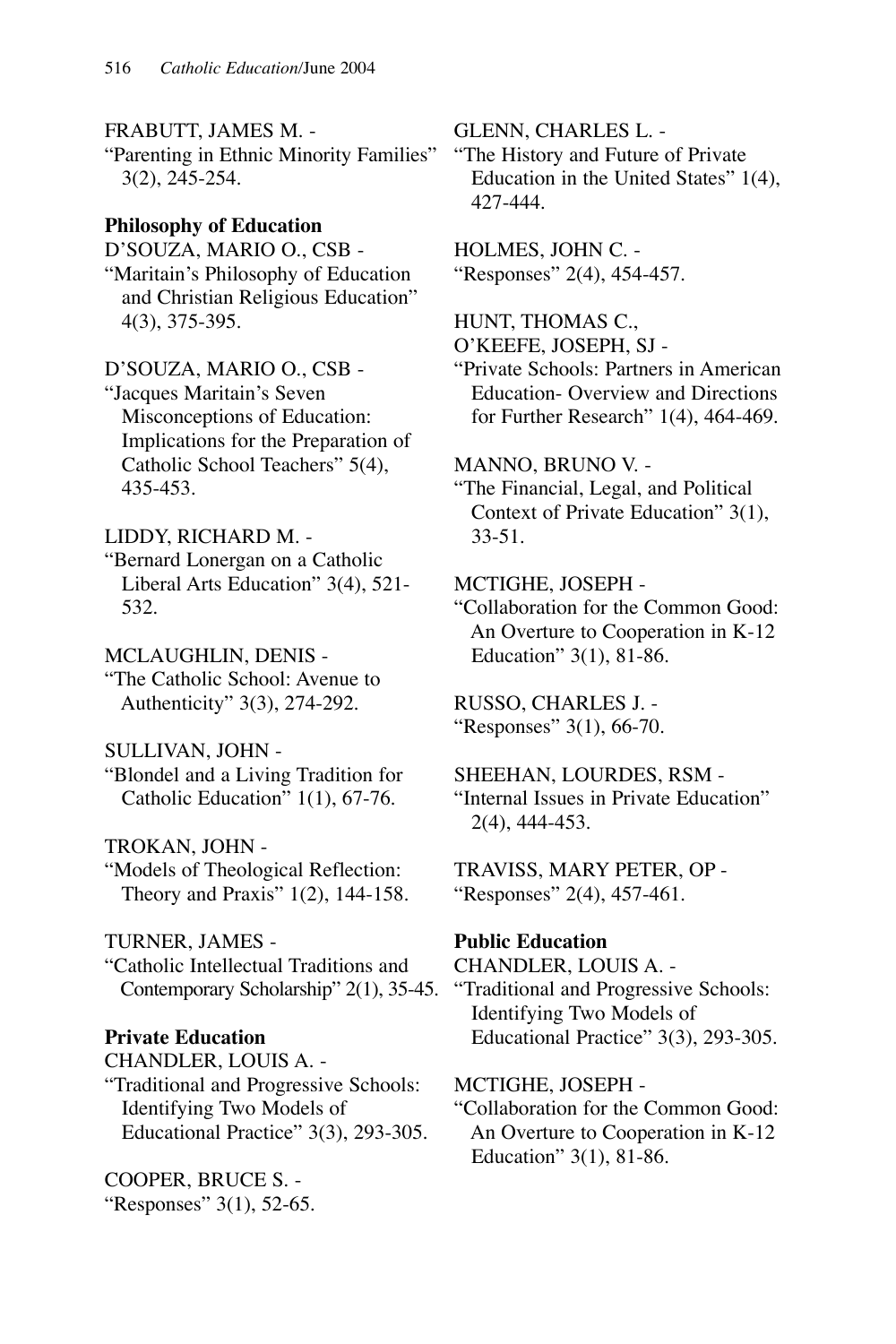FRABUTT, JAMES M. -
"Parenting in Ethnic Minority Families" 3(2), 245-254.

**Philosophy of Education**

D'SOUZA, MARIO O., CSB -
"Maritain's Philosophy of Education and Christian Religious Education" 4(3), 375-395.

D'SOUZA, MARIO O., CSB -
"Jacques Maritain's Seven Misconceptions of Education: Implications for the Preparation of Catholic School Teachers" 5(4), 435-453.

LIDDY, RICHARD M. -
"Bernard Lonergan on a Catholic Liberal Arts Education" 3(4), 521-532.

MCLAUGHLIN, DENIS -
"The Catholic School: Avenue to Authenticity" 3(3), 274-292.

SULLIVAN, JOHN -
"Blondel and a Living Tradition for Catholic Education" 1(1), 67-76.

TROKAN, JOHN -
"Models of Theological Reflection: Theory and Praxis" 1(2), 144-158.

TURNER, JAMES -
"Catholic Intellectual Traditions and Contemporary Scholarship" 2(1), 35-45.

**Private Education**

CHANDLER, LOUIS A. -
"Traditional and Progressive Schools: Identifying Two Models of Educational Practice" 3(3), 293-305.

COOPER, BRUCE S. -
"Responses" 3(1), 52-65.

GLENN, CHARLES L. -
"The History and Future of Private Education in the United States" 1(4), 427-444.

HOLMES, JOHN C. -
"Responses" 2(4), 454-457.

HUNT, THOMAS C.,
O'KEEFE, JOSEPH, SJ -
"Private Schools: Partners in American Education- Overview and Directions for Further Research" 1(4), 464-469.

MANNO, BRUNO V. -
"The Financial, Legal, and Political Context of Private Education" 3(1), 33-51.

MCTIGHE, JOSEPH -
"Collaboration for the Common Good: An Overture to Cooperation in K-12 Education" 3(1), 81-86.

RUSSO, CHARLES J. -
"Responses" 3(1), 66-70.

SHEEHAN, LOURDES, RSM -
"Internal Issues in Private Education" 2(4), 444-453.

TRAVISS, MARY PETER, OP -
"Responses" 2(4), 457-461.

**Public Education**

CHANDLER, LOUIS A. -
"Traditional and Progressive Schools: Identifying Two Models of Educational Practice" 3(3), 293-305.

MCTIGHE, JOSEPH -
"Collaboration for the Common Good: An Overture to Cooperation in K-12 Education" 3(1), 81-86.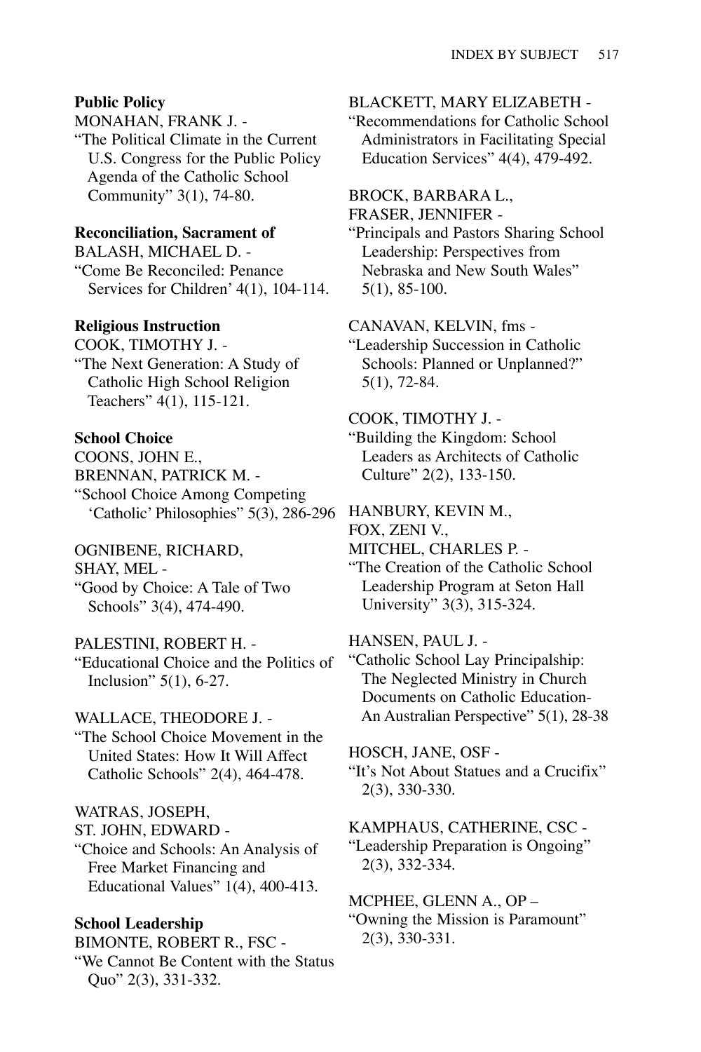**Public Policy**

MONAHAN, FRANK J. -
"The Political Climate in the Current U.S. Congress for the Public Policy Agenda of the Catholic School Community" 3(1), 74-80.

**Reconciliation, Sacrament of**

BALASH, MICHAEL D. -
"Come Be Reconciled: Penance Services for Children' 4(1), 104-114.

**Religious Instruction**

COOK, TIMOTHY J. -
"The Next Generation: A Study of Catholic High School Religion Teachers" 4(1), 115-121.

**School Choice**

COONS, JOHN E.,
BRENNAN, PATRICK M. -
"School Choice Among Competing 'Catholic' Philosophies" 5(3), 286-296

OGNIBENE, RICHARD,
SHAY, MEL -
"Good by Choice: A Tale of Two Schools" 3(4), 474-490.

PALESTINI, ROBERT H. -
"Educational Choice and the Politics of Inclusion" 5(1), 6-27.

WALLACE, THEODORE J. -
"The School Choice Movement in the United States: How It Will Affect Catholic Schools" 2(4), 464-478.

WATRAS, JOSEPH,
ST. JOHN, EDWARD -
"Choice and Schools: An Analysis of Free Market Financing and Educational Values" 1(4), 400-413.

**School Leadership**

BIMONTE, ROBERT R., FSC -
"We Cannot Be Content with the Status Quo" 2(3), 331-332.

BLACKETT, MARY ELIZABETH -
"Recommendations for Catholic School Administrators in Facilitating Special Education Services" 4(4), 479-492.

BROCK, BARBARA L.,
FRASER, JENNIFER -
"Principals and Pastors Sharing School Leadership: Perspectives from Nebraska and New South Wales" 5(1), 85-100.

CANAVAN, KELVIN, fms -
"Leadership Succession in Catholic Schools: Planned or Unplanned?" 5(1), 72-84.

COOK, TIMOTHY J. -
"Building the Kingdom: School Leaders as Architects of Catholic Culture" 2(2), 133-150.

HANBURY, KEVIN M.,
FOX, ZENI V.,
MITCHEL, CHARLES P. -
"The Creation of the Catholic School Leadership Program at Seton Hall University" 3(3), 315-324.

HANSEN, PAUL J. -
"Catholic School Lay Principalship: The Neglected Ministry in Church Documents on Catholic Education-An Australian Perspective" 5(1), 28-38

HOSCH, JANE, OSF -
"It's Not About Statues and a Crucifix" 2(3), 330-330.

KAMPHAUS, CATHERINE, CSC -
"Leadership Preparation is Ongoing" 2(3), 332-334.

MCPHEE, GLENN A., OP –
"Owning the Mission is Paramount" 2(3), 330-331.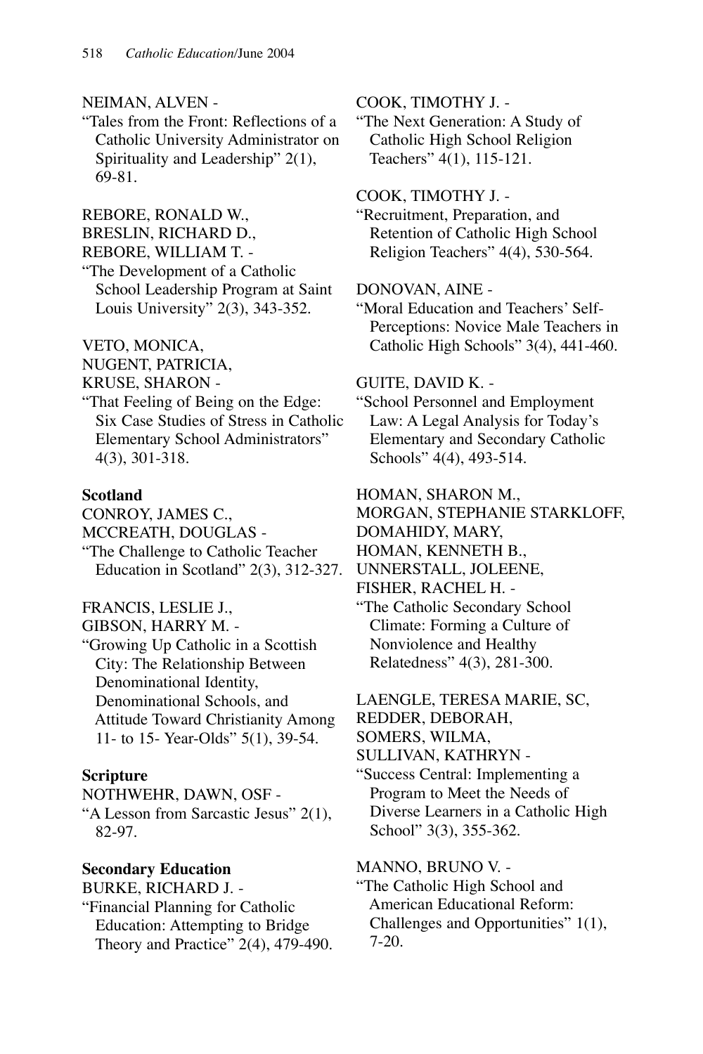NEIMAN, ALVEN -
"Tales from the Front: Reflections of a Catholic University Administrator on Spirituality and Leadership" 2(1), 69-81.

REBORE, RONALD W.,
BRESLIN, RICHARD D.,
REBORE, WILLIAM T. -
"The Development of a Catholic School Leadership Program at Saint Louis University" 2(3), 343-352.

VETO, MONICA,
NUGENT, PATRICIA,
KRUSE, SHARON -
"That Feeling of Being on the Edge: Six Case Studies of Stress in Catholic Elementary School Administrators" 4(3), 301-318.

**Scotland**

CONROY, JAMES C.,
MCCREATH, DOUGLAS -
"The Challenge to Catholic Teacher Education in Scotland" 2(3), 312-327.

FRANCIS, LESLIE J.,
GIBSON, HARRY M. -
"Growing Up Catholic in a Scottish City: The Relationship Between Denominational Identity, Denominational Schools, and Attitude Toward Christianity Among 11- to 15- Year-Olds" 5(1), 39-54.

**Scripture**

NOTHWEHR, DAWN, OSF -
"A Lesson from Sarcastic Jesus" 2(1), 82-97.

**Secondary Education**

BURKE, RICHARD J. -
"Financial Planning for Catholic Education: Attempting to Bridge Theory and Practice" 2(4), 479-490.

COOK, TIMOTHY J. -
"The Next Generation: A Study of Catholic High School Religion Teachers" 4(1), 115-121.

COOK, TIMOTHY J. -
"Recruitment, Preparation, and Retention of Catholic High School Religion Teachers" 4(4), 530-564.

DONOVAN, AINE -
"Moral Education and Teachers' Self-Perceptions: Novice Male Teachers in Catholic High Schools" 3(4), 441-460.

GUITE, DAVID K. -
"School Personnel and Employment Law: A Legal Analysis for Today's Elementary and Secondary Catholic Schools" 4(4), 493-514.

HOMAN, SHARON M.,
MORGAN, STEPHANIE STARKLOFF,
DOMAHIDY, MARY,
HOMAN, KENNETH B.,
UNNERSTALL, JOLEENE,
FISHER, RACHEL H. -
"The Catholic Secondary School Climate: Forming a Culture of Nonviolence and Healthy Relatedness" 4(3), 281-300.

LAENGLE, TERESA MARIE, SC,
REDDER, DEBORAH,
SOMERS, WILMA,
SULLIVAN, KATHRYN -
"Success Central: Implementing a Program to Meet the Needs of Diverse Learners in a Catholic High School" 3(3), 355-362.

MANNO, BRUNO V. -
"The Catholic High School and American Educational Reform: Challenges and Opportunities" 1(1), 7-20.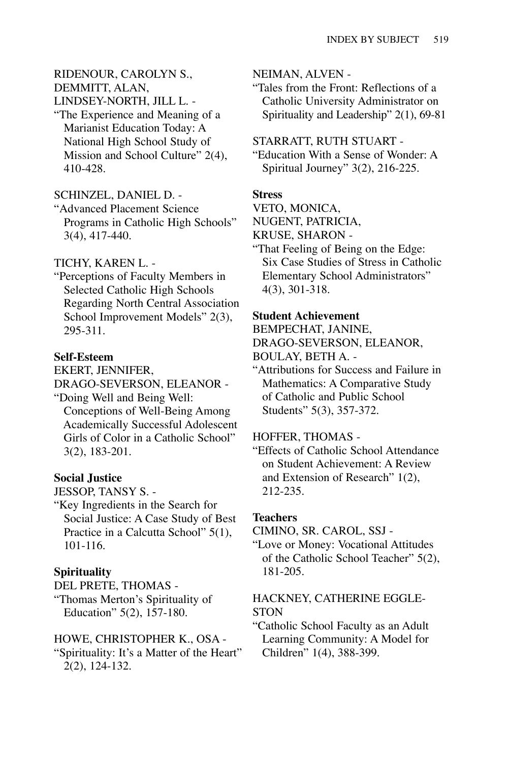RIDENOUR, CAROLYN S.,
DEMMITT, ALAN,
LINDSEY-NORTH, JILL L. -
"The Experience and Meaning of a Marianist Education Today: A National High School Study of Mission and School Culture" 2(4), 410-428.

SCHINZEL, DANIEL D. -
"Advanced Placement Science Programs in Catholic High Schools" 3(4), 417-440.

TICHY, KAREN L. -
"Perceptions of Faculty Members in Selected Catholic High Schools Regarding North Central Association School Improvement Models" 2(3), 295-311.

**Self-Esteem**

EKERT, JENNIFER,
DRAGO-SEVERSON, ELEANOR -
"Doing Well and Being Well: Conceptions of Well-Being Among Academically Successful Adolescent Girls of Color in a Catholic School" 3(2), 183-201.

**Social Justice**

JESSOP, TANSY S. -
"Key Ingredients in the Search for Social Justice: A Case Study of Best Practice in a Calcutta School" 5(1), 101-116.

**Spirituality**

DEL PRETE, THOMAS -
"Thomas Merton's Spirituality of Education" 5(2), 157-180.

HOWE, CHRISTOPHER K., OSA -
"Spirituality: It's a Matter of the Heart" 2(2), 124-132.

NEIMAN, ALVEN -
"Tales from the Front: Reflections of a Catholic University Administrator on Spirituality and Leadership" 2(1), 69-81

STARRATT, RUTH STUART -
"Education With a Sense of Wonder: A Spiritual Journey" 3(2), 216-225.

**Stress**

VETO, MONICA,
NUGENT, PATRICIA,
KRUSE, SHARON -
"That Feeling of Being on the Edge: Six Case Studies of Stress in Catholic Elementary School Administrators" 4(3), 301-318.

**Student Achievement**

BEMPECHAT, JANINE,
DRAGO-SEVERSON, ELEANOR,
BOULAY, BETH A. -
"Attributions for Success and Failure in Mathematics: A Comparative Study of Catholic and Public School Students" 5(3), 357-372.

HOFFER, THOMAS -
"Effects of Catholic School Attendance on Student Achievement: A Review and Extension of Research" 1(2), 212-235.

**Teachers**

CIMINO, SR. CAROL, SSJ -
"Love or Money: Vocational Attitudes of the Catholic School Teacher" 5(2), 181-205.

HACKNEY, CATHERINE EGGLESTON
"Catholic School Faculty as an Adult Learning Community: A Model for Children" 1(4), 388-399.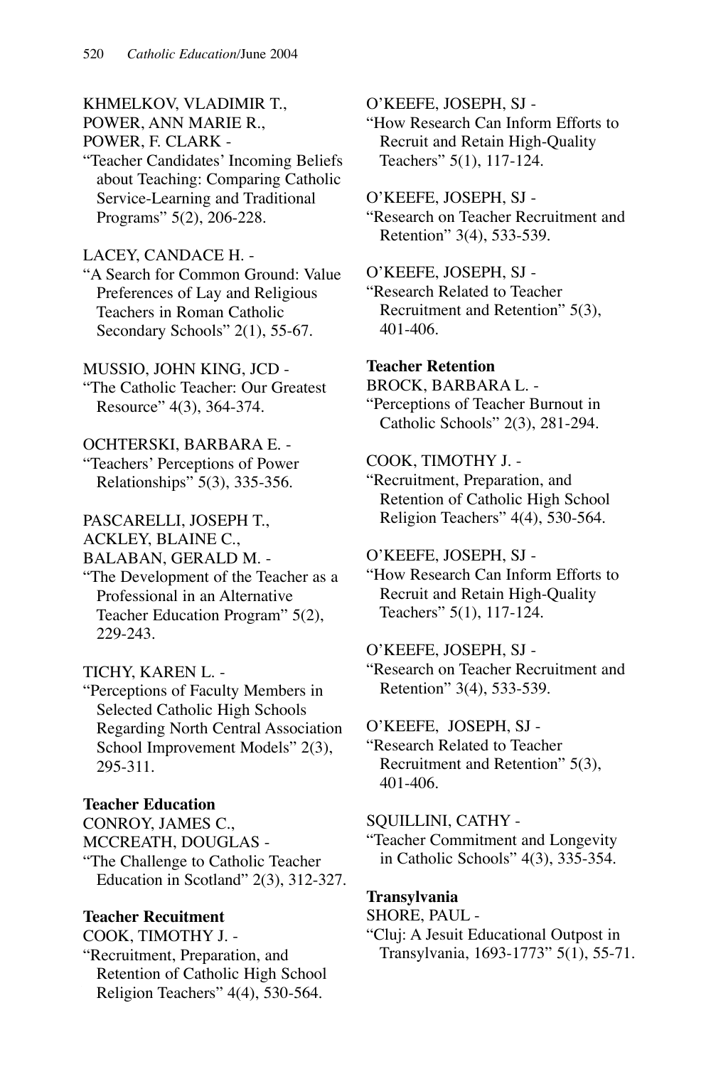KHMELKOV, VLADIMIR T.,
POWER, ANN MARIE R.,
POWER, F. CLARK -
"Teacher Candidates' Incoming Beliefs about Teaching: Comparing Catholic Service-Learning and Traditional Programs" 5(2), 206-228.

LACEY, CANDACE H. -
"A Search for Common Ground: Value Preferences of Lay and Religious Teachers in Roman Catholic Secondary Schools" 2(1), 55-67.

MUSSIO, JOHN KING, JCD -
"The Catholic Teacher: Our Greatest Resource" 4(3), 364-374.

OCHTERSKI, BARBARA E. -
"Teachers' Perceptions of Power Relationships" 5(3), 335-356.

PASCARELLI, JOSEPH T.,
ACKLEY, BLAINE C.,
BALABAN, GERALD M. -
"The Development of the Teacher as a Professional in an Alternative Teacher Education Program" 5(2), 229-243.

TICHY, KAREN L. -
"Perceptions of Faculty Members in Selected Catholic High Schools Regarding North Central Association School Improvement Models" 2(3), 295-311.

**Teacher Education**

CONROY, JAMES C.,
MCCREATH, DOUGLAS -
"The Challenge to Catholic Teacher Education in Scotland" 2(3), 312-327.

**Teacher Recuitment**

COOK, TIMOTHY J. -
"Recruitment, Preparation, and Retention of Catholic High School Religion Teachers" 4(4), 530-564.

O'KEEFE, JOSEPH, SJ -
"How Research Can Inform Efforts to Recruit and Retain High-Quality Teachers" 5(1), 117-124.

O'KEEFE, JOSEPH, SJ -
"Research on Teacher Recruitment and Retention" 3(4), 533-539.

O'KEEFE, JOSEPH, SJ -
"Research Related to Teacher Recruitment and Retention" 5(3), 401-406.

**Teacher Retention**

BROCK, BARBARA L. -
"Perceptions of Teacher Burnout in Catholic Schools" 2(3), 281-294.

COOK, TIMOTHY J. -
"Recruitment, Preparation, and Retention of Catholic High School Religion Teachers" 4(4), 530-564.

O'KEEFE, JOSEPH, SJ -
"How Research Can Inform Efforts to Recruit and Retain High-Quality Teachers" 5(1), 117-124.

O'KEEFE, JOSEPH, SJ -
"Research on Teacher Recruitment and Retention" 3(4), 533-539.

O'KEEFE, JOSEPH, SJ -
"Research Related to Teacher Recruitment and Retention" 5(3), 401-406.

SQUILLINI, CATHY -
"Teacher Commitment and Longevity in Catholic Schools" 4(3), 335-354.

**Transylvania**

SHORE, PAUL -
"Cluj: A Jesuit Educational Outpost in Transylvania, 1693-1773" 5(1), 55-71.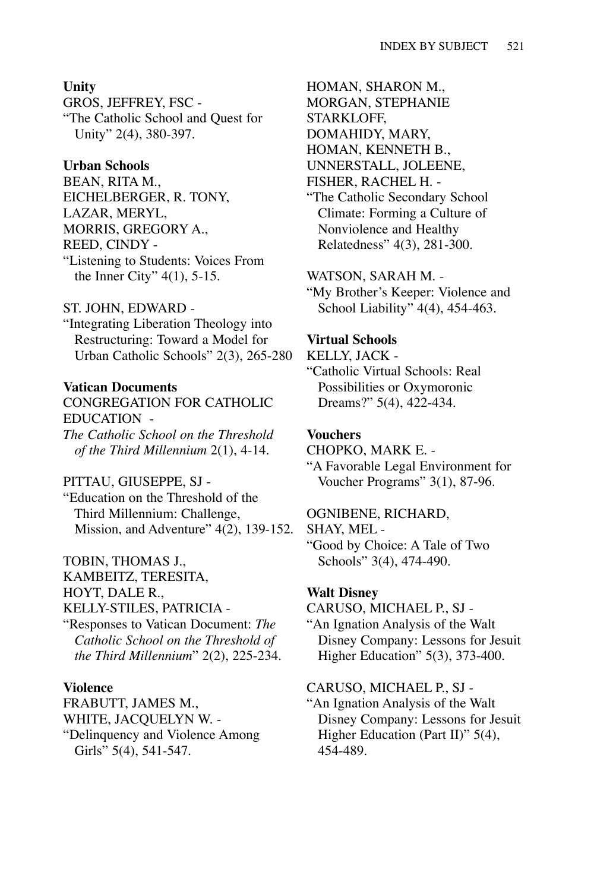**Unity**

GROS, JEFFREY, FSC -
"The Catholic School and Quest for Unity" 2(4), 380-397.

**Urban Schools**

BEAN, RITA M.,
EICHELBERGER, R. TONY,
LAZAR, MERYL,
MORRIS, GREGORY A.,
REED, CINDY -
"Listening to Students: Voices From the Inner City" 4(1), 5-15.

ST. JOHN, EDWARD -
"Integrating Liberation Theology into Restructuring: Toward a Model for Urban Catholic Schools" 2(3), 265-280

**Vatican Documents**

CONGREGATION FOR CATHOLIC EDUCATION -
*The Catholic School on the Threshold of the Third Millennium* 2(1), 4-14.

PITTAU, GIUSEPPE, SJ -
"Education on the Threshold of the Third Millennium: Challenge, Mission, and Adventure" 4(2), 139-152.

TOBIN, THOMAS J.,
KAMBEITZ, TERESITA,
HOYT, DALE R.,
KELLY-STILES, PATRICIA -
"Responses to Vatican Document: *The Catholic School on the Threshold of the Third Millennium*" 2(2), 225-234.

**Violence**

FRABUTT, JAMES M.,
WHITE, JACQUELYN W. -
"Delinquency and Violence Among Girls" 5(4), 541-547.

HOMAN, SHARON M.,
MORGAN, STEPHANIE STARKLOFF,
DOMAHIDY, MARY,
HOMAN, KENNETH B.,
UNNERSTALL, JOLEENE,
FISHER, RACHEL H. -
"The Catholic Secondary School Climate: Forming a Culture of Nonviolence and Healthy Relatedness" 4(3), 281-300.

WATSON, SARAH M. -
"My Brother's Keeper: Violence and School Liability" 4(4), 454-463.

**Virtual Schools**

KELLY, JACK -
"Catholic Virtual Schools: Real Possibilities or Oxymoronic Dreams?" 5(4), 422-434.

**Vouchers**

CHOPKO, MARK E. -
"A Favorable Legal Environment for Voucher Programs" 3(1), 87-96.

OGNIBENE, RICHARD,
SHAY, MEL -
"Good by Choice: A Tale of Two Schools" 3(4), 474-490.

**Walt Disney**

CARUSO, MICHAEL P., SJ -
"An Ignation Analysis of the Walt Disney Company: Lessons for Jesuit Higher Education" 5(3), 373-400.

CARUSO, MICHAEL P., SJ -
"An Ignation Analysis of the Walt Disney Company: Lessons for Jesuit Higher Education (Part II)" 5(4), 454-489.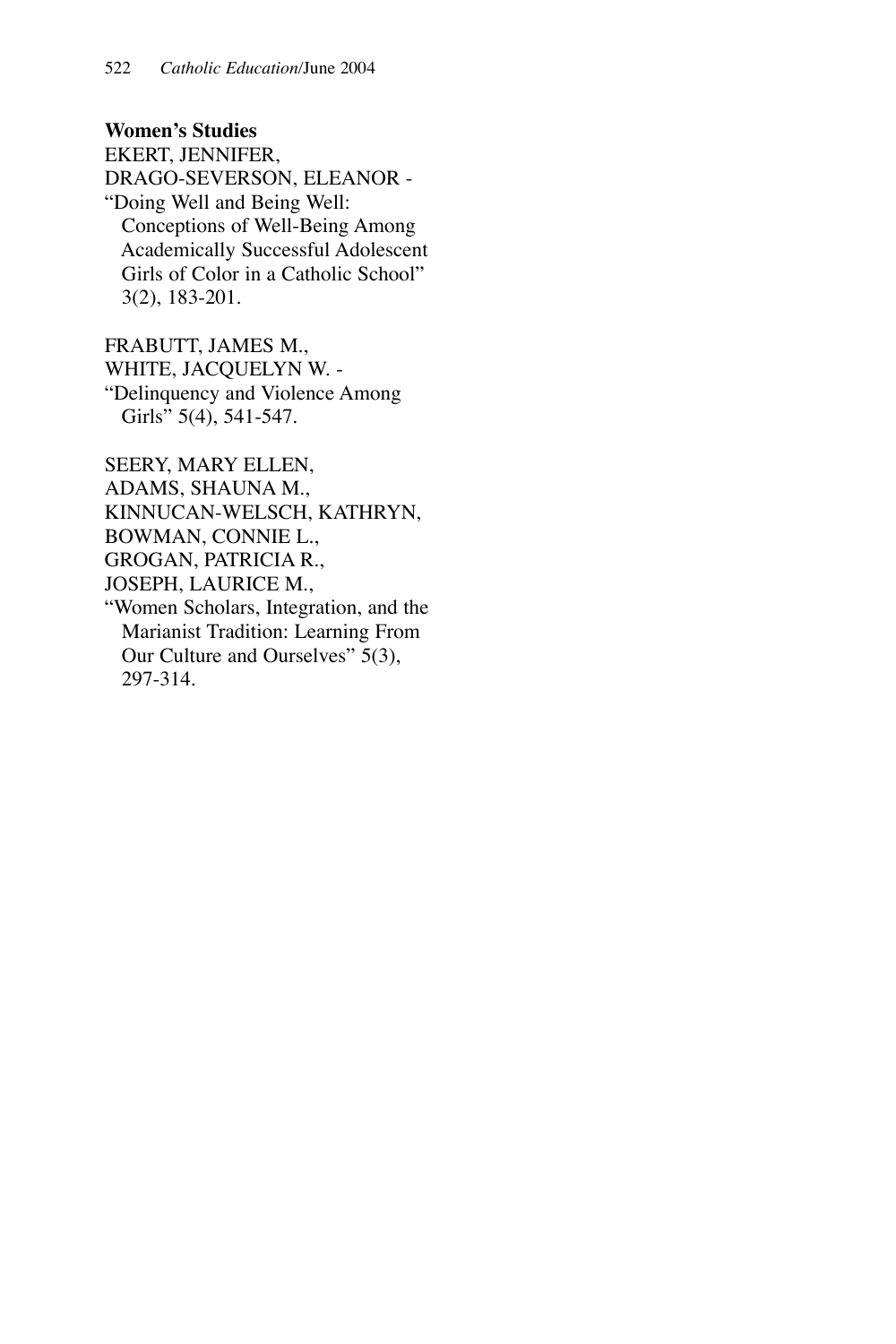**Women's Studies**

EKERT, JENNIFER,
DRAGO-SEVERSON, ELEANOR -
"Doing Well and Being Well: Conceptions of Well-Being Among Academically Successful Adolescent Girls of Color in a Catholic School" 3(2), 183-201.

FRABUTT, JAMES M.,
WHITE, JACQUELYN W. -
"Delinquency and Violence Among Girls" 5(4), 541-547.

SEERY, MARY ELLEN,
ADAMS, SHAUNA M.,
KINNUCAN-WELSCH, KATHRYN,
BOWMAN, CONNIE L.,
GROGAN, PATRICIA R.,
JOSEPH, LAURICE M.,
"Women Scholars, Integration, and the Marianist Tradition: Learning From Our Culture and Ourselves" 5(3), 297-314.